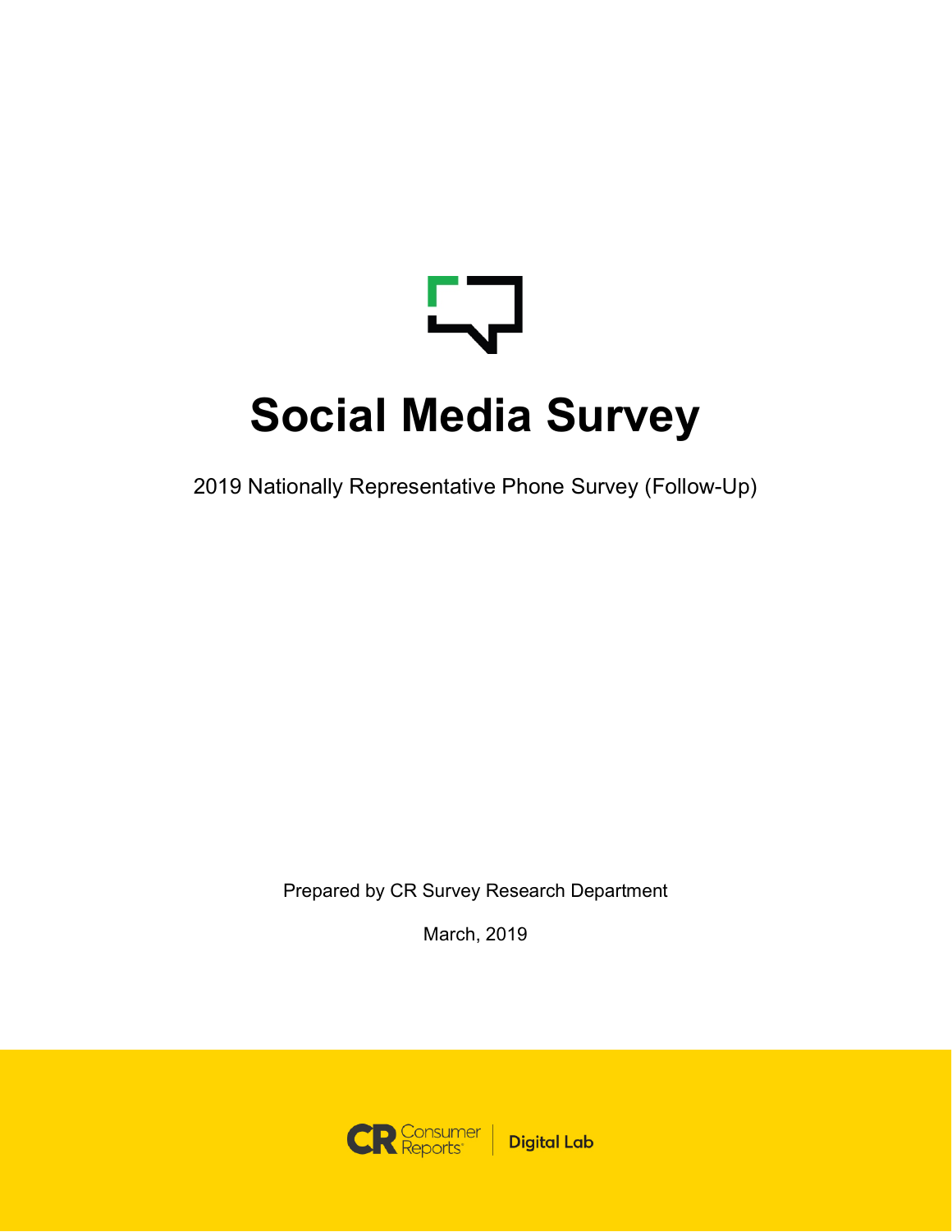# Social Media Survey

2019 Nationally Representative Phone Survey (Follow-Up)

Prepared by CR Survey Research Department

March, 2019

Consumer Reports | Digital Lab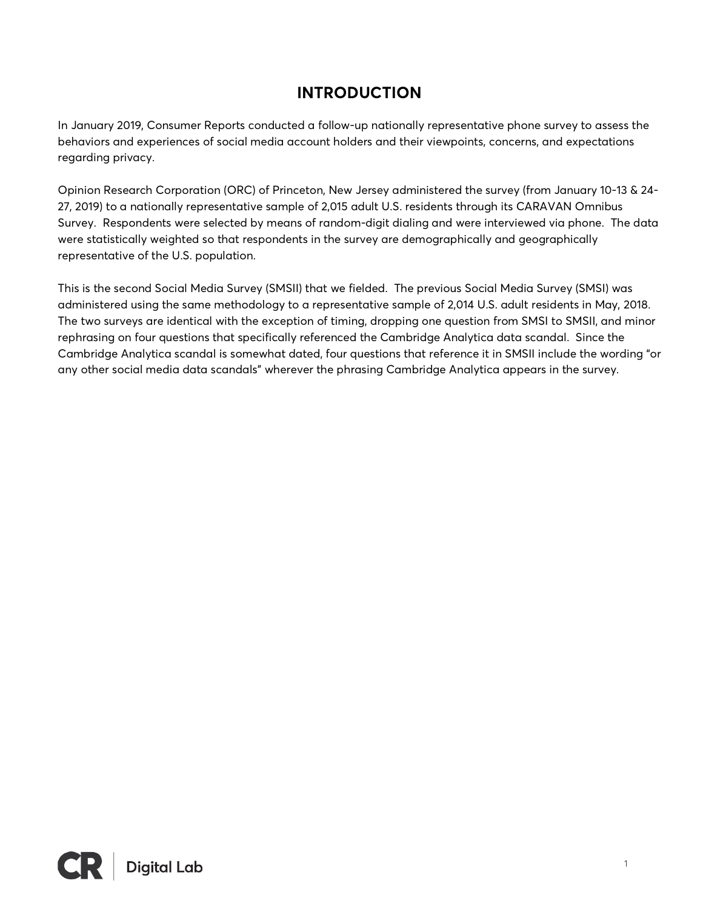# INTRODUCTION

In January 2019, Consumer Reports conducted a follow-up nationally representative phone survey to assess the behaviors and experiences of social media account holders and their viewpoints, concerns, and expectations regarding privacy.

Opinion Research Corporation (ORC) of Princeton, New Jersey administered the survey (from January 10-13 & 24-27, 2019) to a nationally representative sample of 2,015 adult U.S. residents through its CARAVAN Omnibus Survey. Respondents were selected by means of random-digit dialing and were interviewed via phone. The data were statistically weighted so that respondents in the survey are demographically and geographically representative of the U.S. population.

This is the second Social Media Survey (SMSII) that we fielded. The previous Social Media Survey (SMSI) was administered using the same methodology to a representative sample of 2,014 U.S. adult residents in May, 2018. The two surveys are identical with the exception of timing, dropping one question from SMSI to SMSII, and minor rephrasing on four questions that specifically referenced the Cambridge Analytica data scandal. Since the Cambridge Analytica scandal is somewhat dated, four questions that reference it in SMSII include the wording "or any other social media data scandals" wherever the phrasing Cambridge Analytica appears in the survey.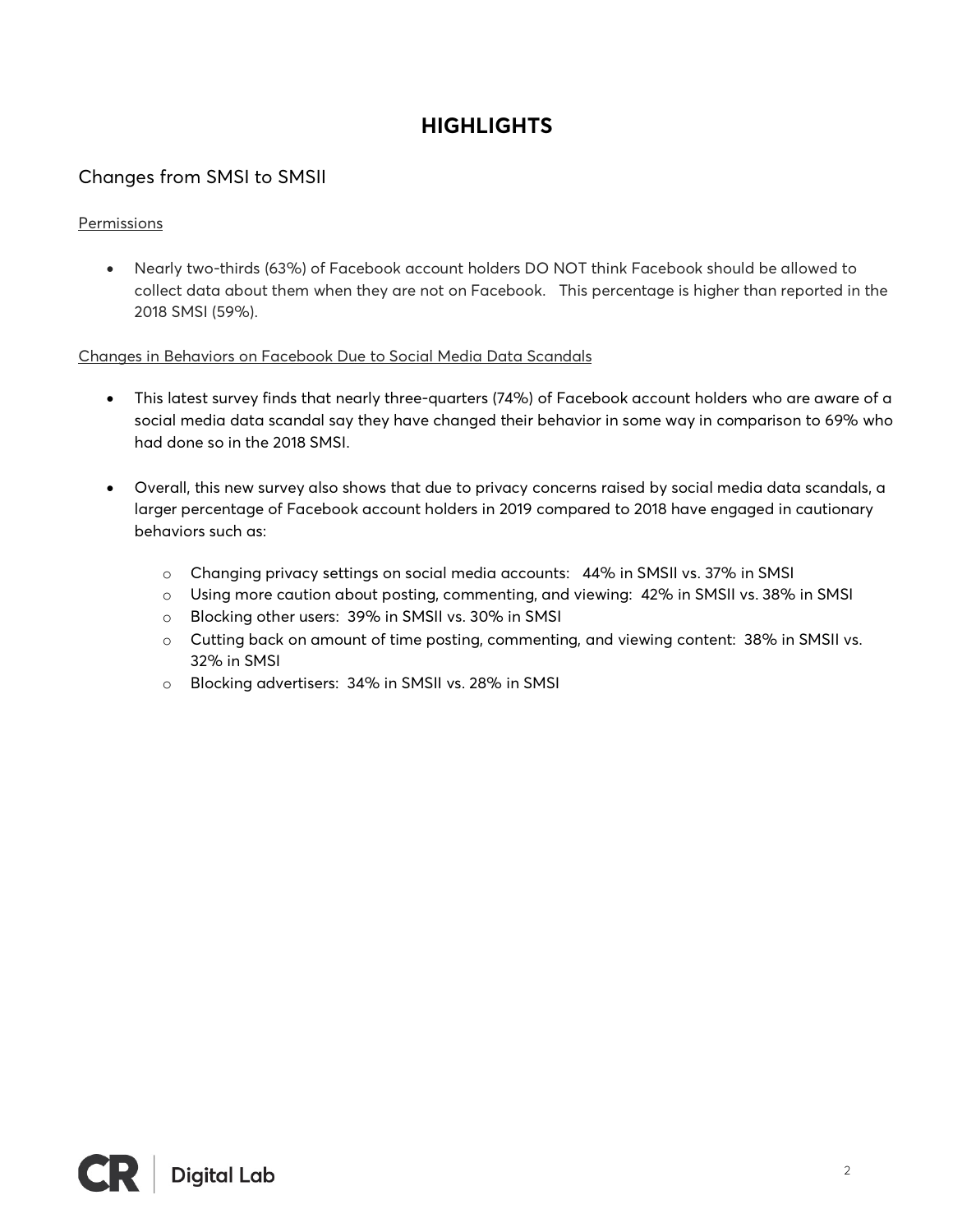# HIGHLIGHTS

## Changes from SMSI to SMSII

Permissions

- Nearly two-thirds (63%) of Facebook account holders DO NOT think Facebook should be allowed to collect data about them when they are not on Facebook. This percentage is higher than reported in the 2018 SMSI (59%).

Changes in Behaviors on Facebook Due to Social Media Data Scandals

- This latest survey finds that nearly three-quarters (74%) of Facebook account holders who are aware of a social media data scandal say they have changed their behavior in some way in comparison to 69% who had done so in the 2018 SMSI.

- Overall, this new survey also shows that due to privacy concerns raised by social media data scandals, a larger percentage of Facebook account holders in 2019 compared to 2018 have engaged in cautionary behaviors such as:

    - Changing privacy settings on social media accounts: 44% in SMSII vs. 37% in SMSI
    - Using more caution about posting, commenting, and viewing: 42% in SMSII vs. 38% in SMSI
    - Blocking other users: 39% in SMSII vs. 30% in SMSI
    - Cutting back on amount of time posting, commenting, and viewing content: 38% in SMSII vs. 32% in SMSI
    - Blocking advertisers: 34% in SMSII vs. 28% in SMSI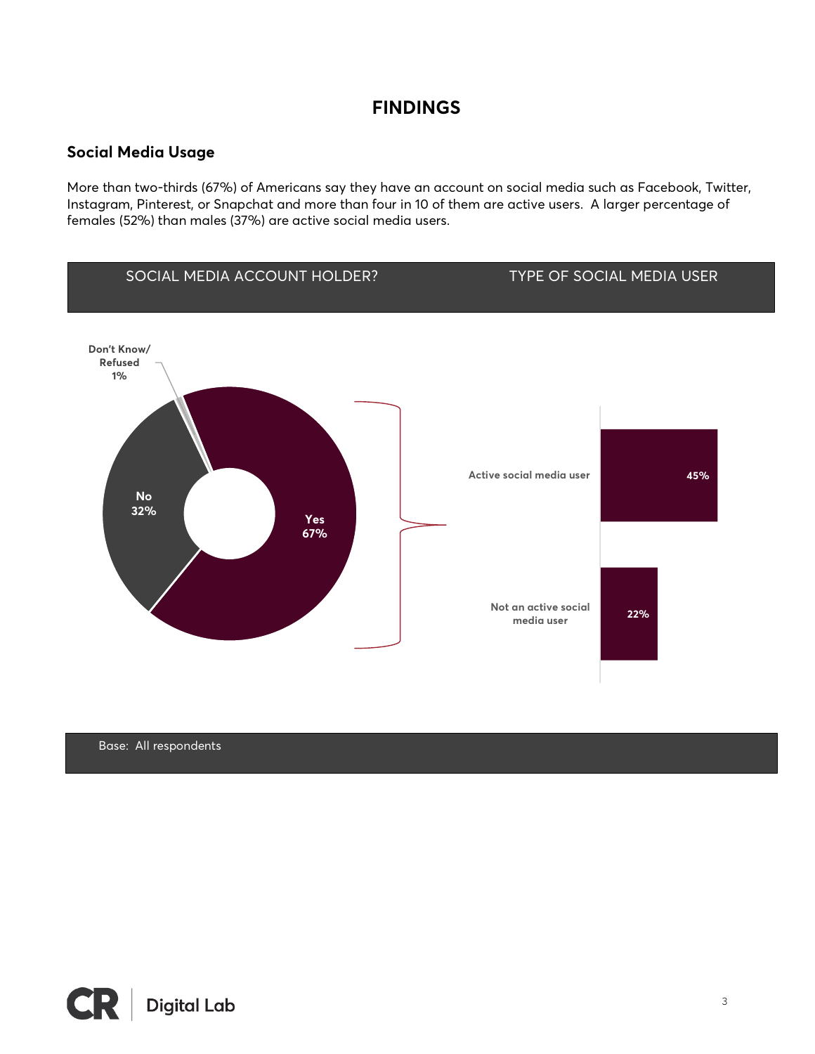# FINDINGS

## Social Media Usage

More than two-thirds (67%) of Americans say they have an account on social media such as Facebook, Twitter, Instagram, Pinterest, or Snapchat and more than four in 10 of them are active users. A larger percentage of females (52%) than males (37%) are active social media users.

SOCIAL MEDIA ACCOUNT HOLDER? | TYPE OF SOCIAL MEDIA USER

| Social media account holder? | % |
|---|---|
| Yes | 67% |
| No | 32% |
| Don't Know/ Refused | 1% |

| Type of social media user | % |
|---|---|
| Active social media user | 45% |
| Not an active social media user | 22% |

Base: All respondents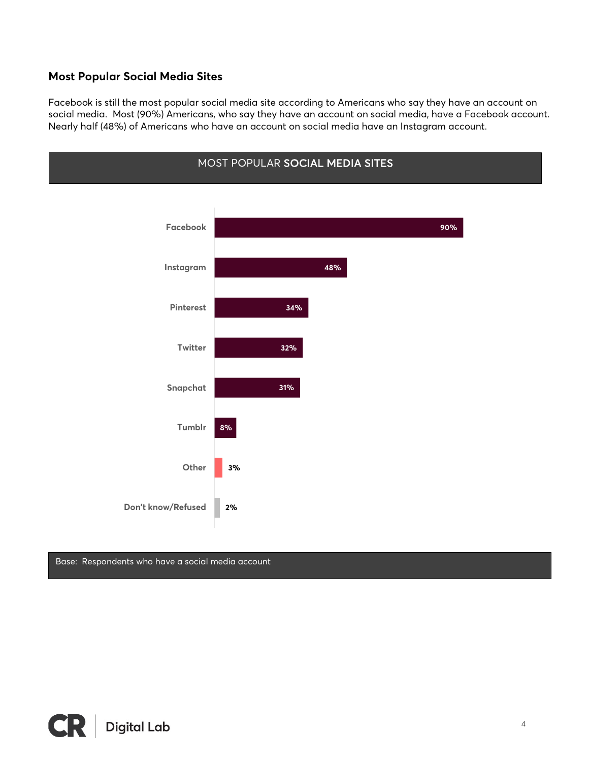## Most Popular Social Media Sites

Facebook is still the most popular social media site according to Americans who say they have an account on social media. Most (90%) Americans, who say they have an account on social media, have a Facebook account. Nearly half (48%) of Americans who have an account on social media have an Instagram account.

### MOST POPULAR SOCIAL MEDIA SITES

| Site | Percentage |
| --- | --- |
| Facebook | 90% |
| Instagram | 48% |
| Pinterest | 34% |
| Twitter | 32% |
| Snapchat | 31% |
| Tumblr | 8% |
| Other | 3% |
| Don't know/Refused | 2% |

Base: Respondents who have a social media account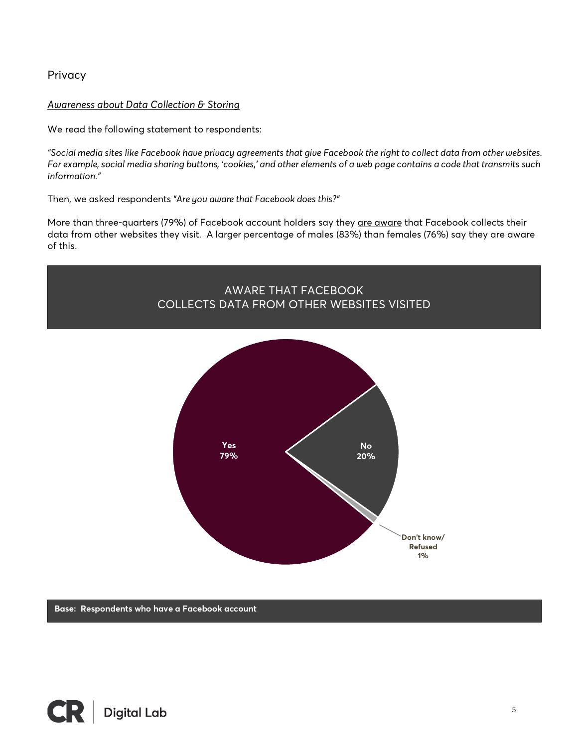## Privacy

### *Awareness about Data Collection & Storing*

We read the following statement to respondents:

*"Social media sites like Facebook have privacy agreements that give Facebook the right to collect data from other websites. For example, social media sharing buttons, 'cookies,' and other elements of a web page contains a code that transmits such information."*

Then, we asked respondents *"Are you aware that Facebook does this?"*

More than three-quarters (79%) of Facebook account holders say they are aware that Facebook collects their data from other websites they visit. A larger percentage of males (83%) than females (76%) say they are aware of this.

**AWARE THAT FACEBOOK COLLECTS DATA FROM OTHER WEBSITES VISITED**

| Response | Percent |
| --- | --- |
| Yes | 79% |
| No | 20% |
| Don't know/ Refused | 1% |

**Base: Respondents who have a Facebook account**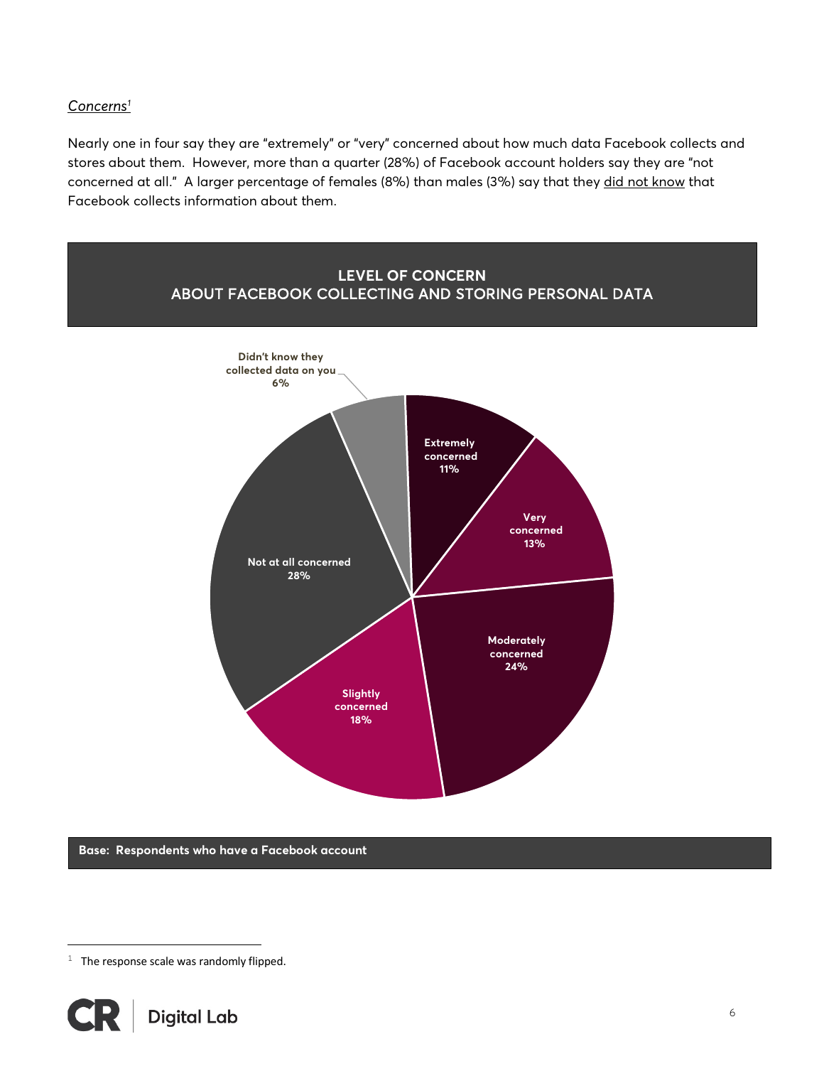*Concerns*[1]

Nearly one in four say they are "extremely" or "very" concerned about how much data Facebook collects and stores about them. However, more than a quarter (28%) of Facebook account holders say they are "not concerned at all." A larger percentage of females (8%) than males (3%) say that they did not know that Facebook collects information about them.

**LEVEL OF CONCERN**
**ABOUT FACEBOOK COLLECTING AND STORING PERSONAL DATA**

| Level of concern | % |
|---|---|
| Extremely concerned | 11% |
| Very concerned | 13% |
| Moderately concerned | 24% |
| Slightly concerned | 18% |
| Not at all concerned | 28% |
| Didn't know they collected data on you | 6% |

**Base: Respondents who have a Facebook account**

[1] The response scale was randomly flipped.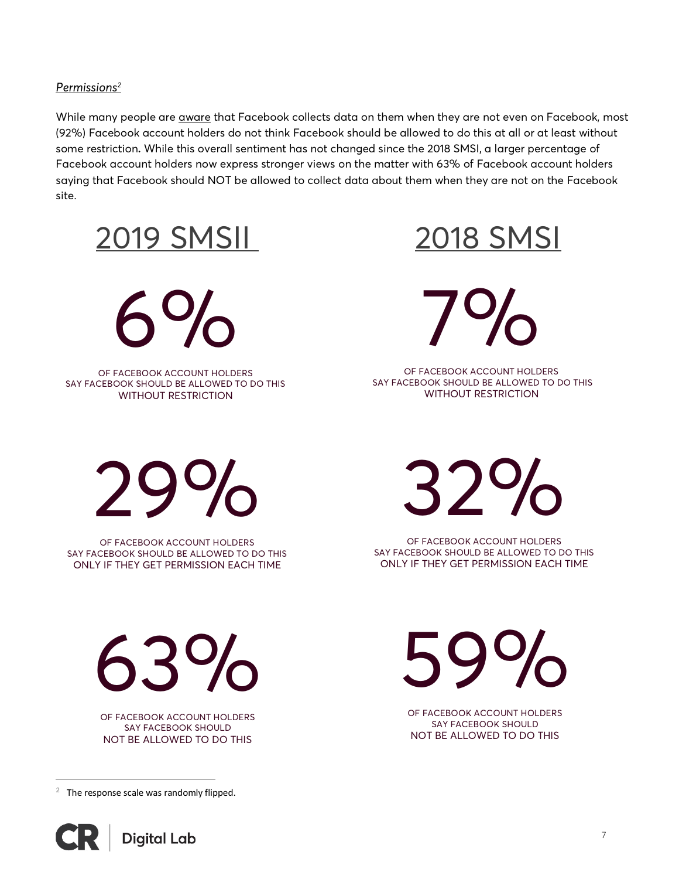*Permissions*[2]

While many people are aware that Facebook collects data on them when they are not even on Facebook, most (92%) Facebook account holders do not think Facebook should be allowed to do this at all or at least without some restriction. While this overall sentiment has not changed since the 2018 SMSI, a larger percentage of Facebook account holders now express stronger views on the matter with 63% of Facebook account holders saying that Facebook should NOT be allowed to collect data about them when they are not on the Facebook site.

## 2019 SMSII

**6%**

OF FACEBOOK ACCOUNT HOLDERS SAY FACEBOOK SHOULD BE ALLOWED TO DO THIS WITHOUT RESTRICTION

**29%**

OF FACEBOOK ACCOUNT HOLDERS SAY FACEBOOK SHOULD BE ALLOWED TO DO THIS ONLY IF THEY GET PERMISSION EACH TIME

**63%**

OF FACEBOOK ACCOUNT HOLDERS SAY FACEBOOK SHOULD NOT BE ALLOWED TO DO THIS

## 2018 SMSI

**7%**

OF FACEBOOK ACCOUNT HOLDERS SAY FACEBOOK SHOULD BE ALLOWED TO DO THIS WITHOUT RESTRICTION

**32%**

OF FACEBOOK ACCOUNT HOLDERS SAY FACEBOOK SHOULD BE ALLOWED TO DO THIS ONLY IF THEY GET PERMISSION EACH TIME

**59%**

OF FACEBOOK ACCOUNT HOLDERS SAY FACEBOOK SHOULD NOT BE ALLOWED TO DO THIS

---

[2] The response scale was randomly flipped.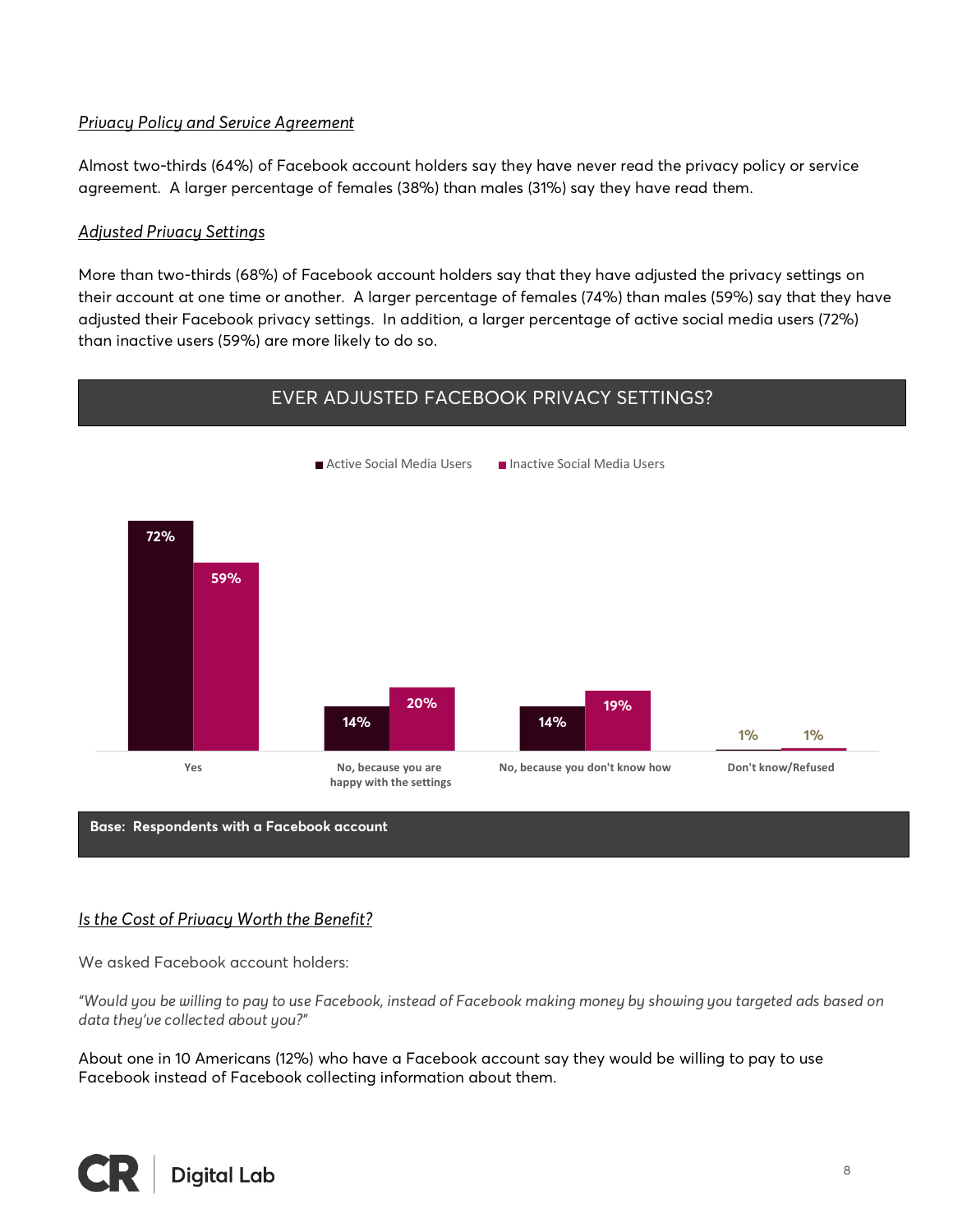*Privacy Policy and Service Agreement*

Almost two-thirds (64%) of Facebook account holders say they have never read the privacy policy or service agreement. A larger percentage of females (38%) than males (31%) say they have read them.

*Adjusted Privacy Settings*

More than two-thirds (68%) of Facebook account holders say that they have adjusted the privacy settings on their account at one time or another. A larger percentage of females (74%) than males (59%) say that they have adjusted their Facebook privacy settings. In addition, a larger percentage of active social media users (72%) than inactive users (59%) are more likely to do so.

**EVER ADJUSTED FACEBOOK PRIVACY SETTINGS?**

| | Active Social Media Users | Inactive Social Media Users |
|---|---|---|
| Yes | 72% | 59% |
| No, because you are happy with the settings | 14% | 20% |
| No, because you don't know how | 14% | 19% |
| Don't know/Refused | 1% | 1% |

**Base: Respondents with a Facebook account**

*Is the Cost of Privacy Worth the Benefit?*

We asked Facebook account holders:

*"Would you be willing to pay to use Facebook, instead of Facebook making money by showing you targeted ads based on data they've collected about you?"*

About one in 10 Americans (12%) who have a Facebook account say they would be willing to pay to use Facebook instead of Facebook collecting information about them.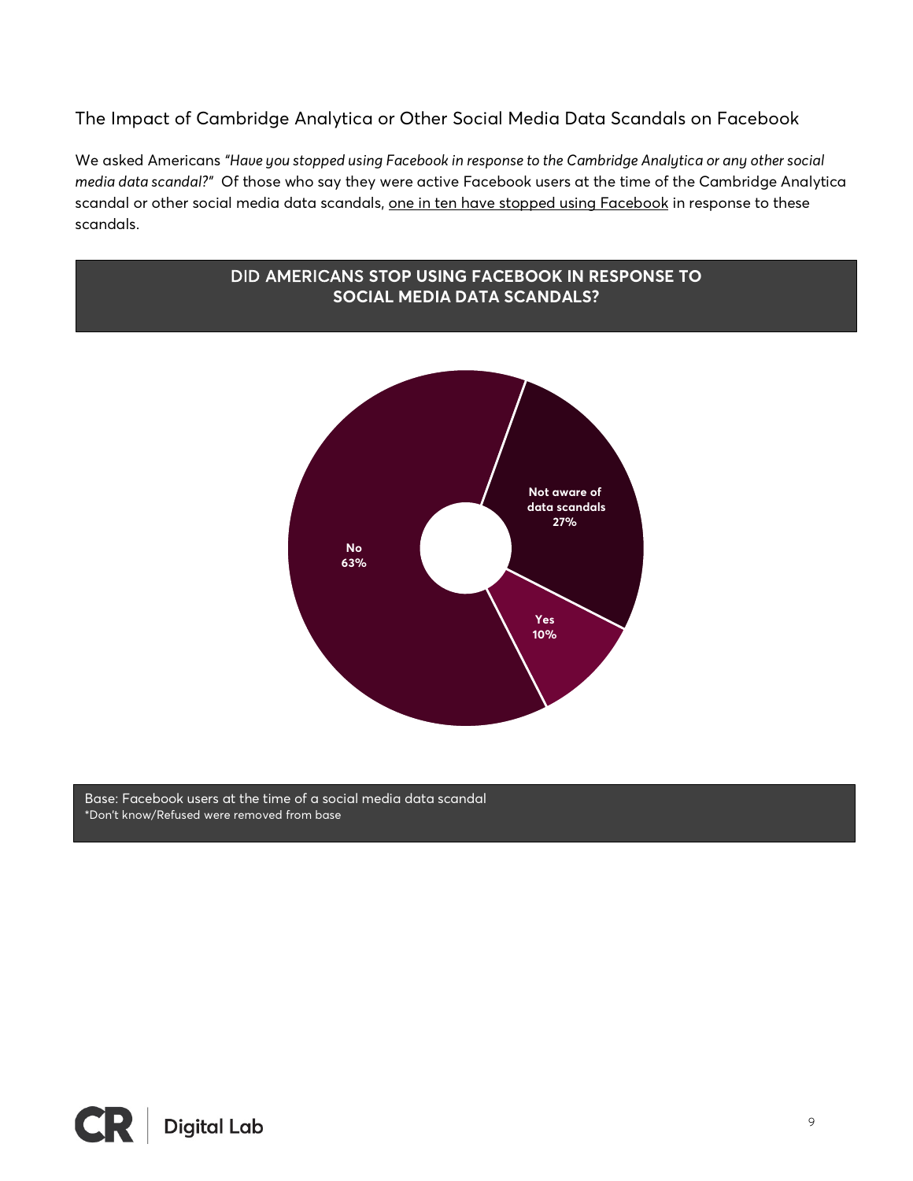## The Impact of Cambridge Analytica or Other Social Media Data Scandals on Facebook

We asked Americans *"Have you stopped using Facebook in response to the Cambridge Analytica or any other social media data scandal?"* Of those who say they were active Facebook users at the time of the Cambridge Analytica scandal or other social media data scandals, <u>one in ten have stopped using Facebook</u> in response to these scandals.

**DID AMERICANS STOP USING FACEBOOK IN RESPONSE TO SOCIAL MEDIA DATA SCANDALS?**

| Response | Percent |
|---|---|
| No | 63% |
| Not aware of data scandals | 27% |
| Yes | 10% |

Base: Facebook users at the time of a social media data scandal
*Don't know/Refused were removed from base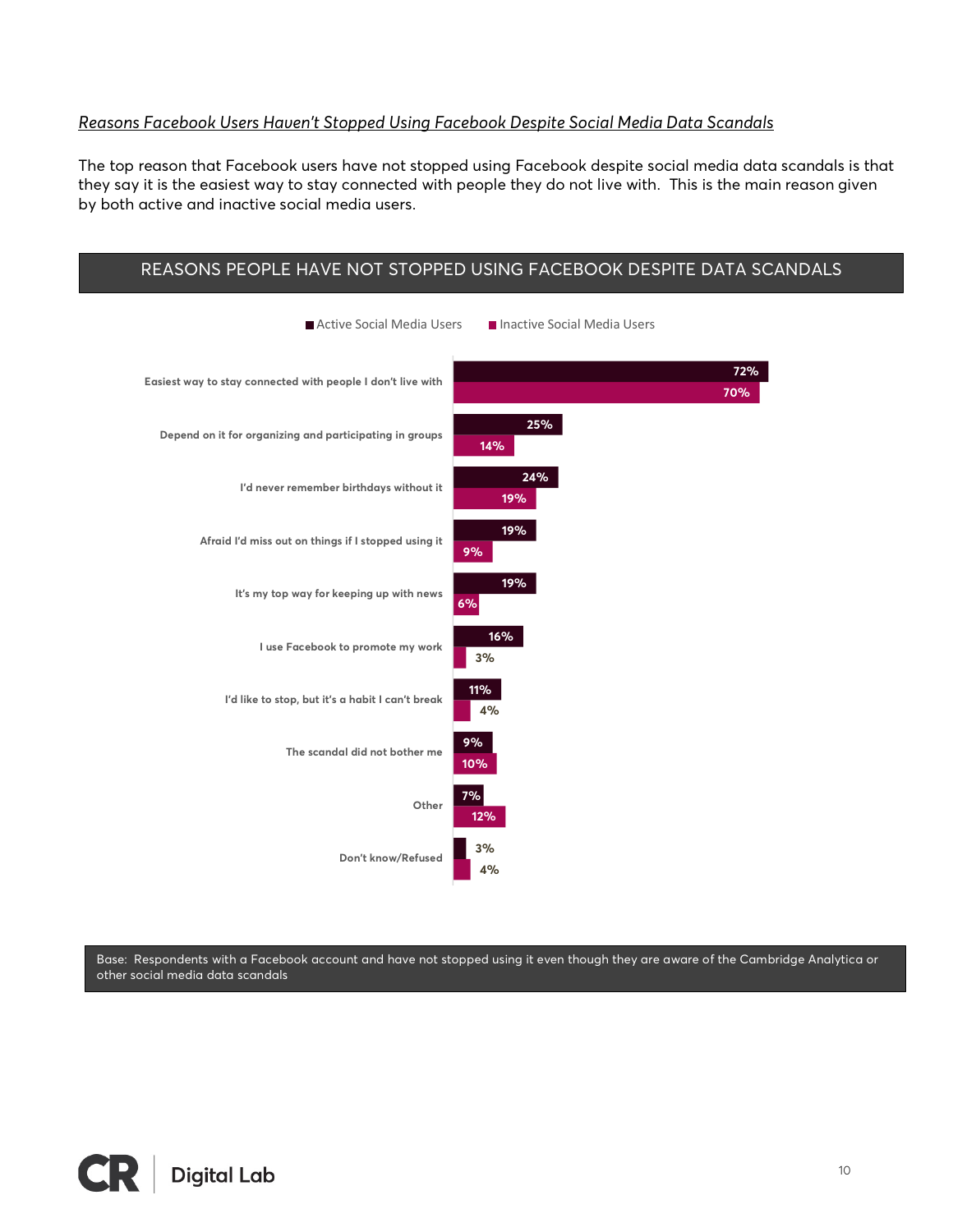*Reasons Facebook Users Haven't Stopped Using Facebook Despite Social Media Data Scandals*

The top reason that Facebook users have not stopped using Facebook despite social media data scandals is that they say it is the easiest way to stay connected with people they do not live with. This is the main reason given by both active and inactive social media users.

**REASONS PEOPLE HAVE NOT STOPPED USING FACEBOOK DESPITE DATA SCANDALS**

| Reason | Active Social Media Users | Inactive Social Media Users |
|---|---|---|
| Easiest way to stay connected with people I don't live with | 72% | 70% |
| Depend on it for organizing and participating in groups | 25% | 14% |
| I'd never remember birthdays without it | 24% | 19% |
| Afraid I'd miss out on things if I stopped using it | 19% | 9% |
| It's my top way for keeping up with news | 19% | 6% |
| I use Facebook to promote my work | 16% | 3% |
| I'd like to stop, but it's a habit I can't break | 11% | 4% |
| The scandal did not bother me | 9% | 10% |
| Other | 7% | 12% |
| Don't know/Refused | 3% | 4% |

Base: Respondents with a Facebook account and have not stopped using it even though they are aware of the Cambridge Analytica or other social media data scandals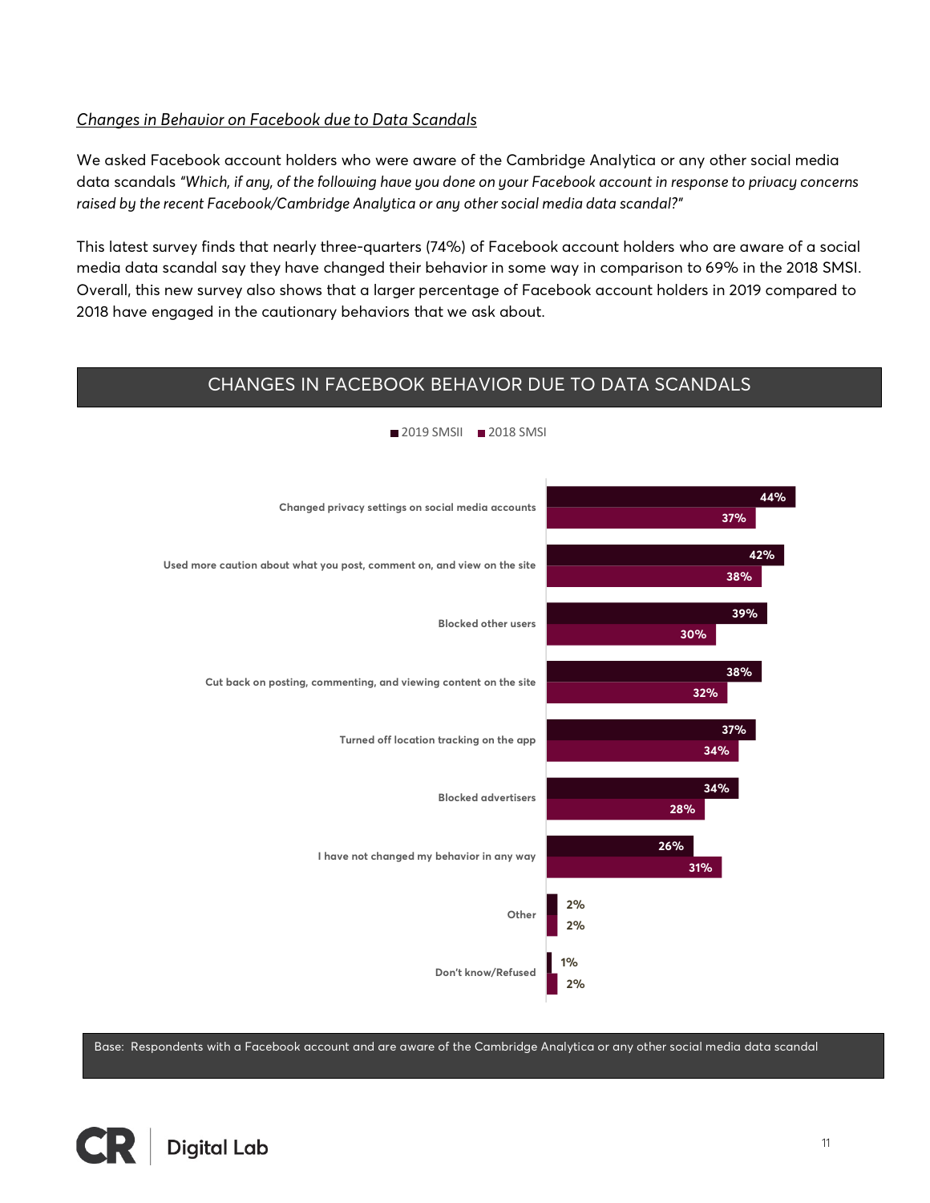*Changes in Behavior on Facebook due to Data Scandals*

We asked Facebook account holders who were aware of the Cambridge Analytica or any other social media data scandals *"Which, if any, of the following have you done on your Facebook account in response to privacy concerns raised by the recent Facebook/Cambridge Analytica or any other social media data scandal?"*

This latest survey finds that nearly three-quarters (74%) of Facebook account holders who are aware of a social media data scandal say they have changed their behavior in some way in comparison to 69% in the 2018 SMSI. Overall, this new survey also shows that a larger percentage of Facebook account holders in 2019 compared to 2018 have engaged in the cautionary behaviors that we ask about.

**CHANGES IN FACEBOOK BEHAVIOR DUE TO DATA SCANDALS**

| | 2019 SMSII | 2018 SMSI |
|---|---|---|
| Changed privacy settings on social media accounts | 44% | 37% |
| Used more caution about what you post, comment on, and view on the site | 42% | 38% |
| Blocked other users | 39% | 30% |
| Cut back on posting, commenting, and viewing content on the site | 38% | 32% |
| Turned off location tracking on the app | 37% | 34% |
| Blocked advertisers | 34% | 28% |
| I have not changed my behavior in any way | 26% | 31% |
| Other | 2% | 2% |
| Don't know/Refused | 1% | 2% |

Base: Respondents with a Facebook account and are aware of the Cambridge Analytica or any other social media data scandal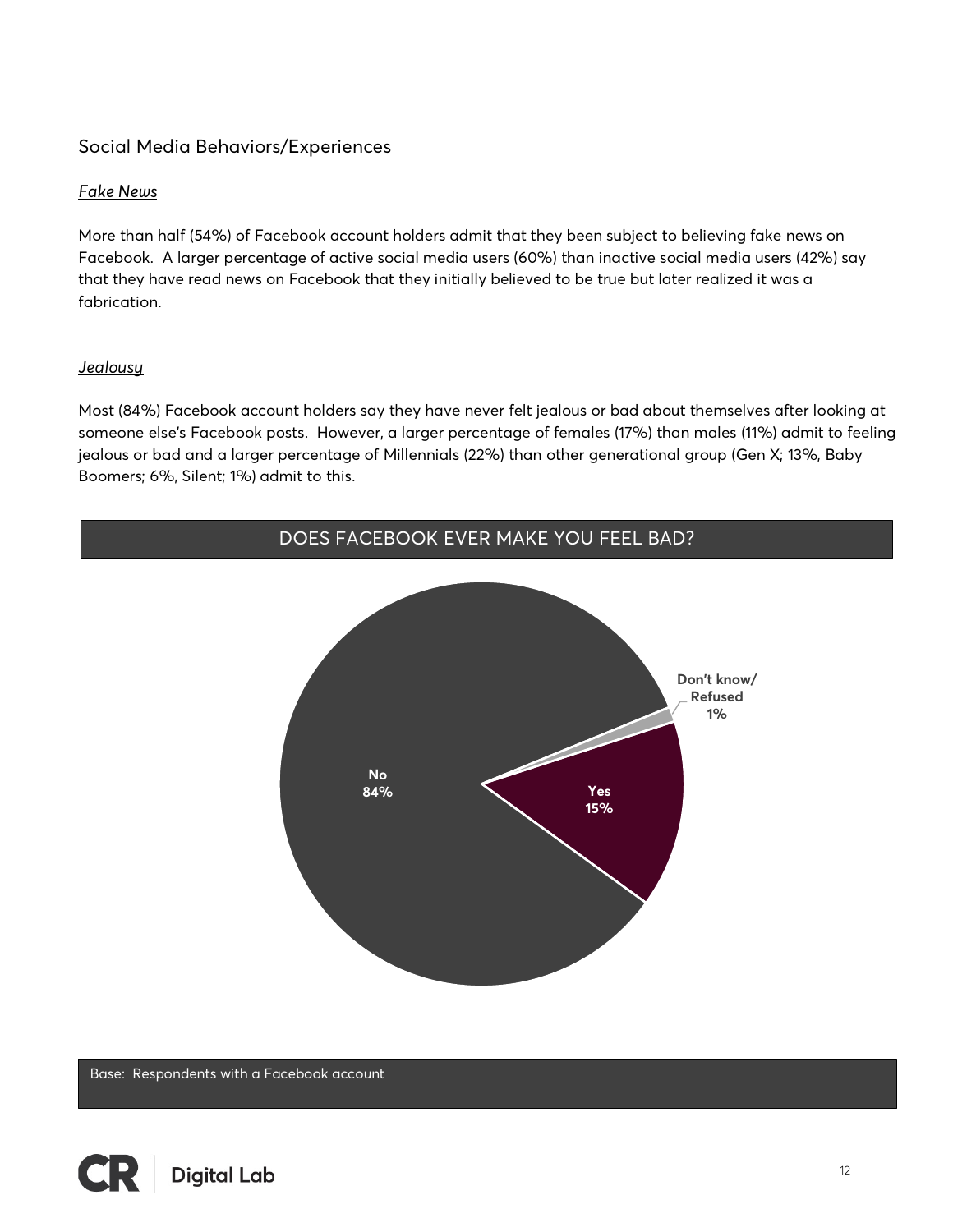## Social Media Behaviors/Experiences

### *Fake News*

More than half (54%) of Facebook account holders admit that they been subject to believing fake news on Facebook.  A larger percentage of active social media users (60%) than inactive social media users (42%) say that they have read news on Facebook that they initially believed to be true but later realized it was a fabrication.

### *Jealousy*

Most (84%) Facebook account holders say they have never felt jealous or bad about themselves after looking at someone else's Facebook posts.  However, a larger percentage of females (17%) than males (11%) admit to feeling jealous or bad and a larger percentage of Millennials (22%) than other generational group (Gen X; 13%, Baby Boomers; 6%, Silent; 1%) admit to this.

**DOES FACEBOOK EVER MAKE YOU FEEL BAD?**

| Response | Percentage |
| --- | --- |
| No | 84% |
| Yes | 15% |
| Don't know/ Refused | 1% |

Base:  Respondents with a Facebook account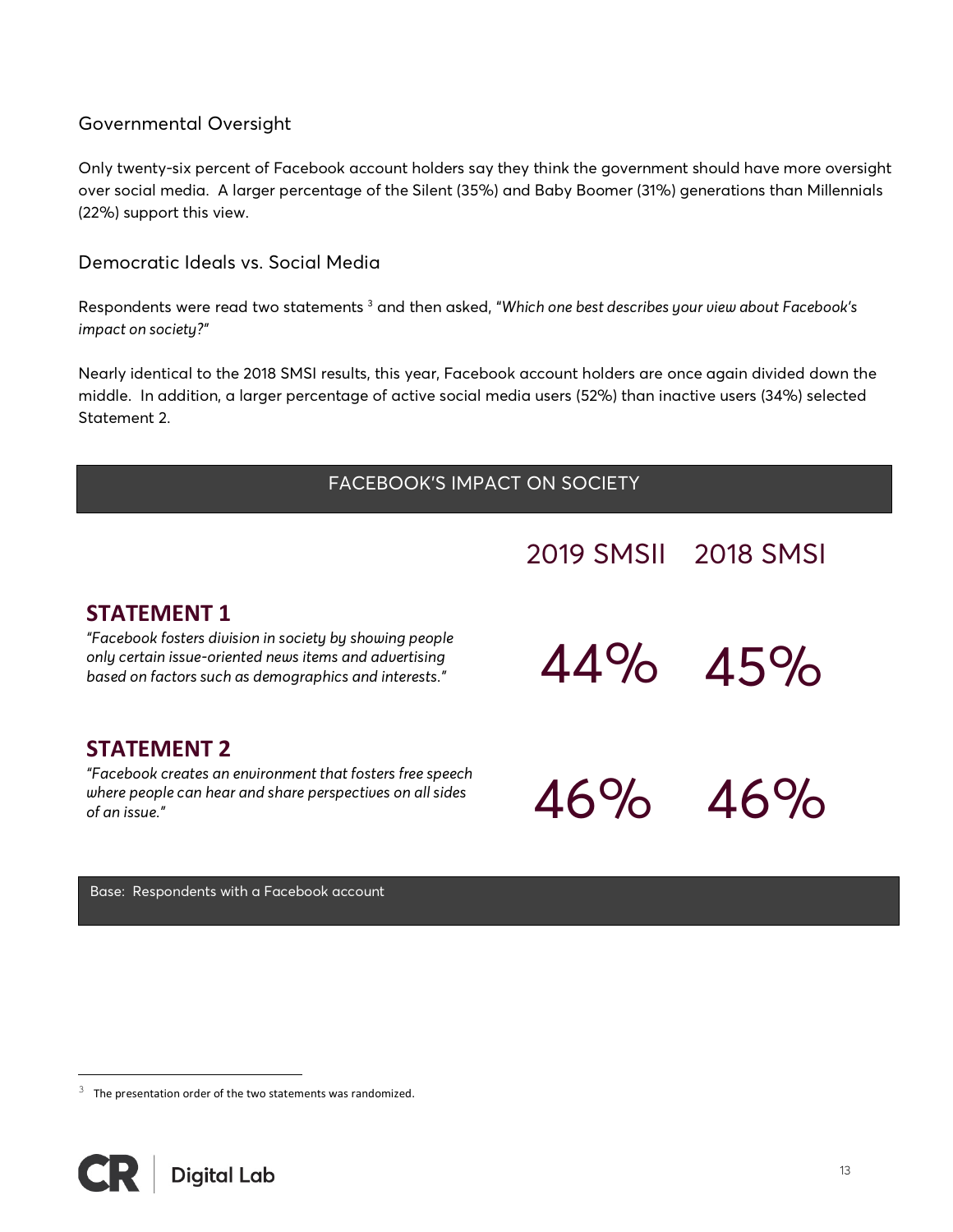## Governmental Oversight

Only twenty-six percent of Facebook account holders say they think the government should have more oversight over social media. A larger percentage of the Silent (35%) and Baby Boomer (31%) generations than Millennials (22%) support this view.

## Democratic Ideals vs. Social Media

Respondents were read two statements [3] and then asked, "*Which one best describes your view about Facebook's impact on society?*"

Nearly identical to the 2018 SMSI results, this year, Facebook account holders are once again divided down the middle. In addition, a larger percentage of active social media users (52%) than inactive users (34%) selected Statement 2.

### FACEBOOK'S IMPACT ON SOCIETY

| | 2019 SMSII | 2018 SMSI |
|---|---|---|
| **STATEMENT 1**<br>*"Facebook fosters division in society by showing people only certain issue-oriented news items and advertising based on factors such as demographics and interests."* | 44% | 45% |
| **STATEMENT 2**<br>*"Facebook creates an environment that fosters free speech where people can hear and share perspectives on all sides of an issue."* | 46% | 46% |

Base: Respondents with a Facebook account

[3] The presentation order of the two statements was randomized.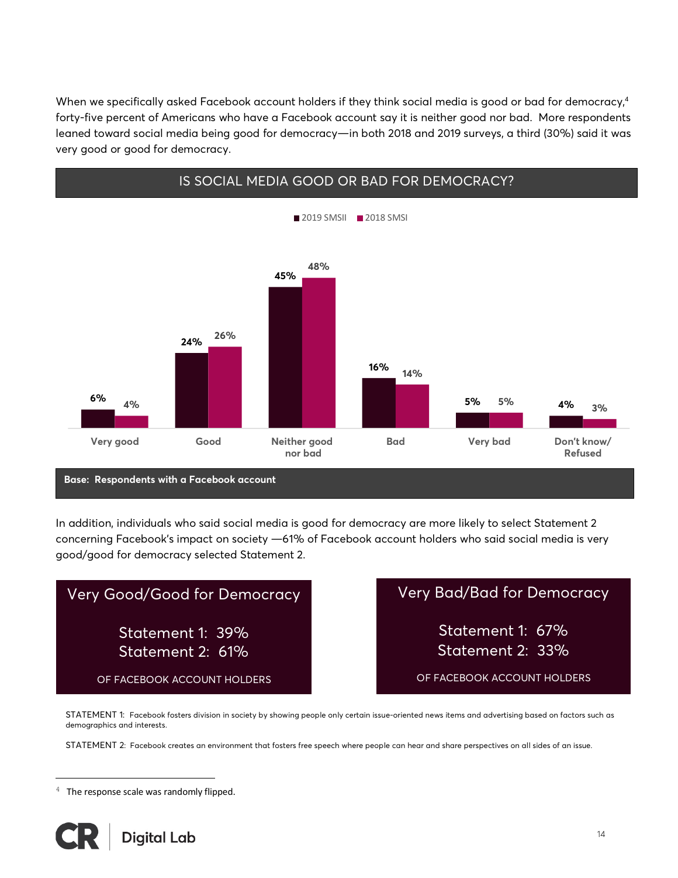When we specifically asked Facebook account holders if they think social media is good or bad for democracy,[4] forty-five percent of Americans who have a Facebook account say it is neither good nor bad. More respondents leaned toward social media being good for democracy—in both 2018 and 2019 surveys, a third (30%) said it was very good or good for democracy.

## IS SOCIAL MEDIA GOOD OR BAD FOR DEMOCRACY?

| | 2019 SMSII | 2018 SMSI |
|---|---|---|
| Very good | 6% | 4% |
| Good | 24% | 26% |
| Neither good nor bad | 45% | 48% |
| Bad | 16% | 14% |
| Very bad | 5% | 5% |
| Don't know/ Refused | 4% | 3% |

**Base: Respondents with a Facebook account**

In addition, individuals who said social media is good for democracy are more likely to select Statement 2 concerning Facebook's impact on society —61% of Facebook account holders who said social media is very good/good for democracy selected Statement 2.

| | Very Good/Good for Democracy | Very Bad/Bad for Democracy |
|---|---|---|
| Statement 1 | 39% | 67% |
| Statement 2 | 61% | 33% |

OF FACEBOOK ACCOUNT HOLDERS

STATEMENT 1: Facebook fosters division in society by showing people only certain issue-oriented news items and advertising based on factors such as demographics and interests.

STATEMENT 2: Facebook creates an environment that fosters free speech where people can hear and share perspectives on all sides of an issue.

[4] The response scale was randomly flipped.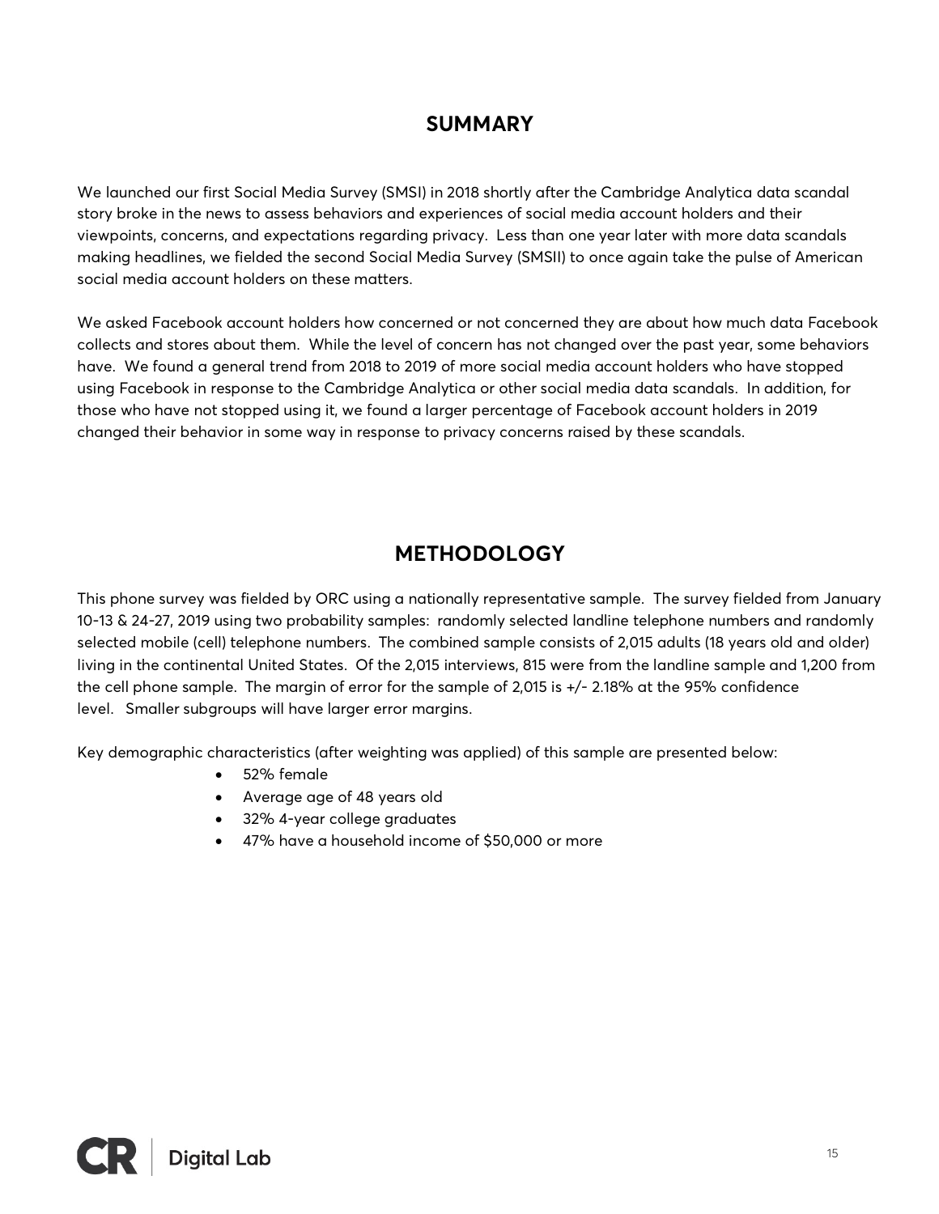## SUMMARY

We launched our first Social Media Survey (SMSI) in 2018 shortly after the Cambridge Analytica data scandal story broke in the news to assess behaviors and experiences of social media account holders and their viewpoints, concerns, and expectations regarding privacy. Less than one year later with more data scandals making headlines, we fielded the second Social Media Survey (SMSII) to once again take the pulse of American social media account holders on these matters.

We asked Facebook account holders how concerned or not concerned they are about how much data Facebook collects and stores about them. While the level of concern has not changed over the past year, some behaviors have. We found a general trend from 2018 to 2019 of more social media account holders who have stopped using Facebook in response to the Cambridge Analytica or other social media data scandals. In addition, for those who have not stopped using it, we found a larger percentage of Facebook account holders in 2019 changed their behavior in some way in response to privacy concerns raised by these scandals.

## METHODOLOGY

This phone survey was fielded by ORC using a nationally representative sample. The survey fielded from January 10-13 & 24-27, 2019 using two probability samples: randomly selected landline telephone numbers and randomly selected mobile (cell) telephone numbers. The combined sample consists of 2,015 adults (18 years old and older) living in the continental United States. Of the 2,015 interviews, 815 were from the landline sample and 1,200 from the cell phone sample. The margin of error for the sample of 2,015 is +/- 2.18% at the 95% confidence level. Smaller subgroups will have larger error margins.

Key demographic characteristics (after weighting was applied) of this sample are presented below:

- 52% female
- Average age of 48 years old
- 32% 4-year college graduates
- 47% have a household income of $50,000 or more